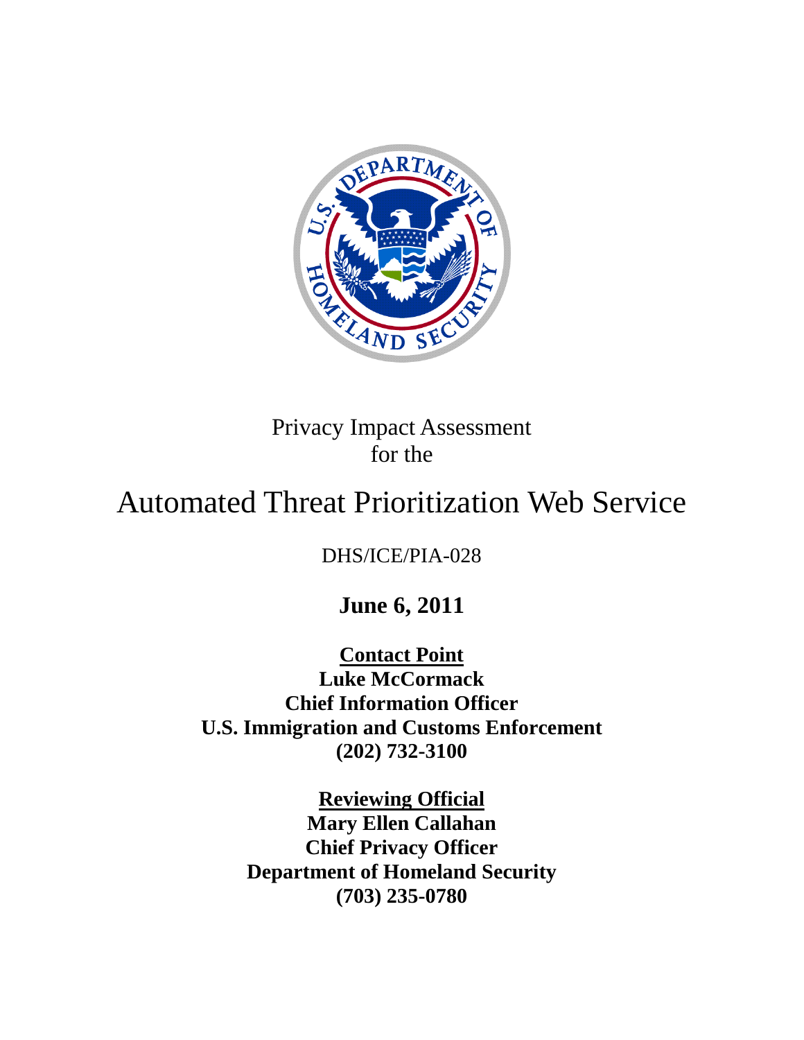Privacy Impact Assessment
for the

# Automated Threat Prioritization Web Service

DHS/ICE/PIA-028

**June 6, 2011**

**Contact Point**
**Luke McCormack**
**Chief Information Officer**
**U.S. Immigration and Customs Enforcement**
**(202) 732-3100**

**Reviewing Official**
**Mary Ellen Callahan**
**Chief Privacy Officer**
**Department of Homeland Security**
**(703) 235-0780**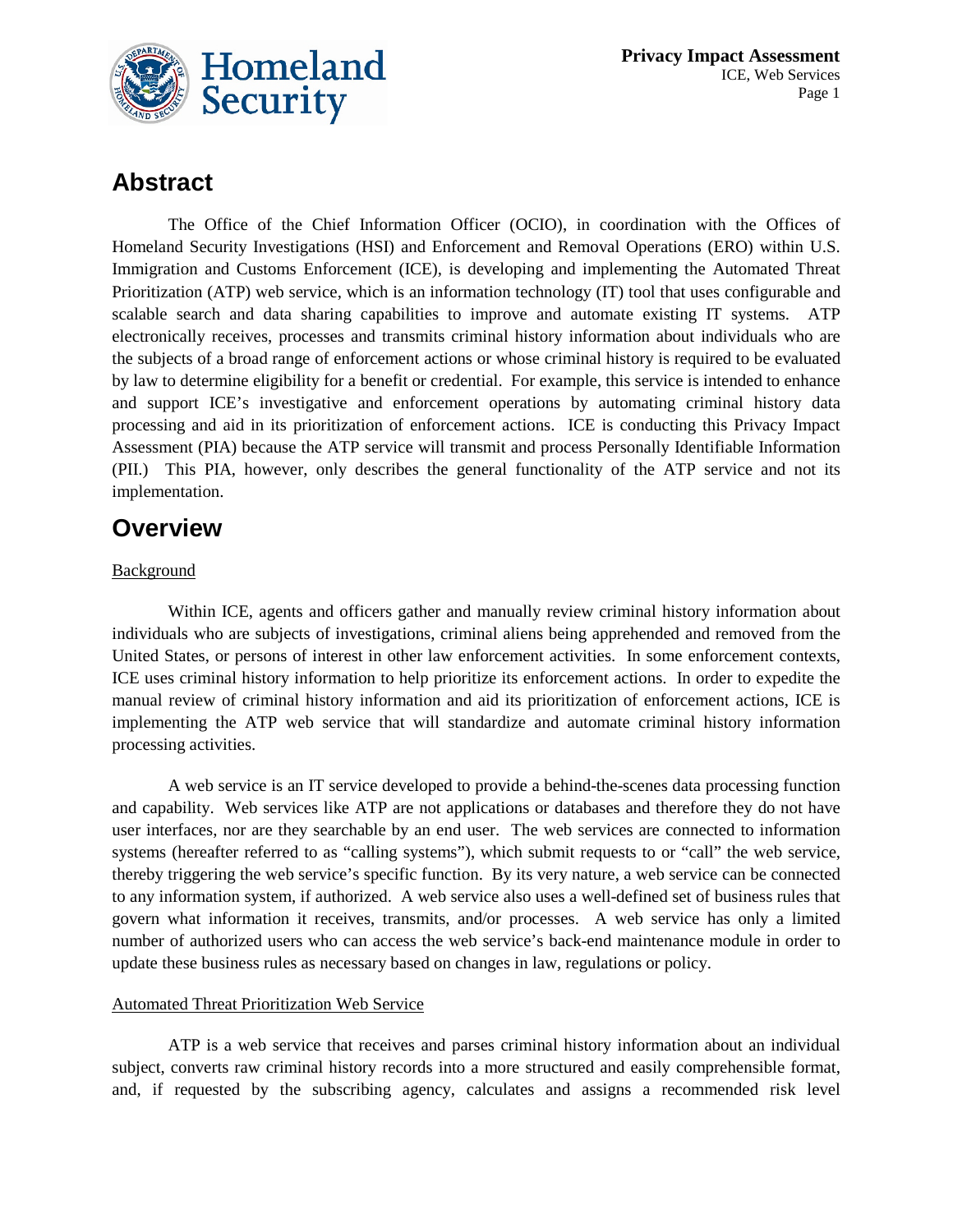# Abstract

The Office of the Chief Information Officer (OCIO), in coordination with the Offices of Homeland Security Investigations (HSI) and Enforcement and Removal Operations (ERO) within U.S. Immigration and Customs Enforcement (ICE), is developing and implementing the Automated Threat Prioritization (ATP) web service, which is an information technology (IT) tool that uses configurable and scalable search and data sharing capabilities to improve and automate existing IT systems. ATP electronically receives, processes and transmits criminal history information about individuals who are the subjects of a broad range of enforcement actions or whose criminal history is required to be evaluated by law to determine eligibility for a benefit or credential. For example, this service is intended to enhance and support ICE's investigative and enforcement operations by automating criminal history data processing and aid in its prioritization of enforcement actions. ICE is conducting this Privacy Impact Assessment (PIA) because the ATP service will transmit and process Personally Identifiable Information (PII.) This PIA, however, only describes the general functionality of the ATP service and not its implementation.

# Overview

Background

Within ICE, agents and officers gather and manually review criminal history information about individuals who are subjects of investigations, criminal aliens being apprehended and removed from the United States, or persons of interest in other law enforcement activities. In some enforcement contexts, ICE uses criminal history information to help prioritize its enforcement actions. In order to expedite the manual review of criminal history information and aid its prioritization of enforcement actions, ICE is implementing the ATP web service that will standardize and automate criminal history information processing activities.

A web service is an IT service developed to provide a behind-the-scenes data processing function and capability. Web services like ATP are not applications or databases and therefore they do not have user interfaces, nor are they searchable by an end user. The web services are connected to information systems (hereafter referred to as "calling systems"), which submit requests to or "call" the web service, thereby triggering the web service's specific function. By its very nature, a web service can be connected to any information system, if authorized. A web service also uses a well-defined set of business rules that govern what information it receives, transmits, and/or processes. A web service has only a limited number of authorized users who can access the web service's back-end maintenance module in order to update these business rules as necessary based on changes in law, regulations or policy.

Automated Threat Prioritization Web Service

ATP is a web service that receives and parses criminal history information about an individual subject, converts raw criminal history records into a more structured and easily comprehensible format, and, if requested by the subscribing agency, calculates and assigns a recommended risk level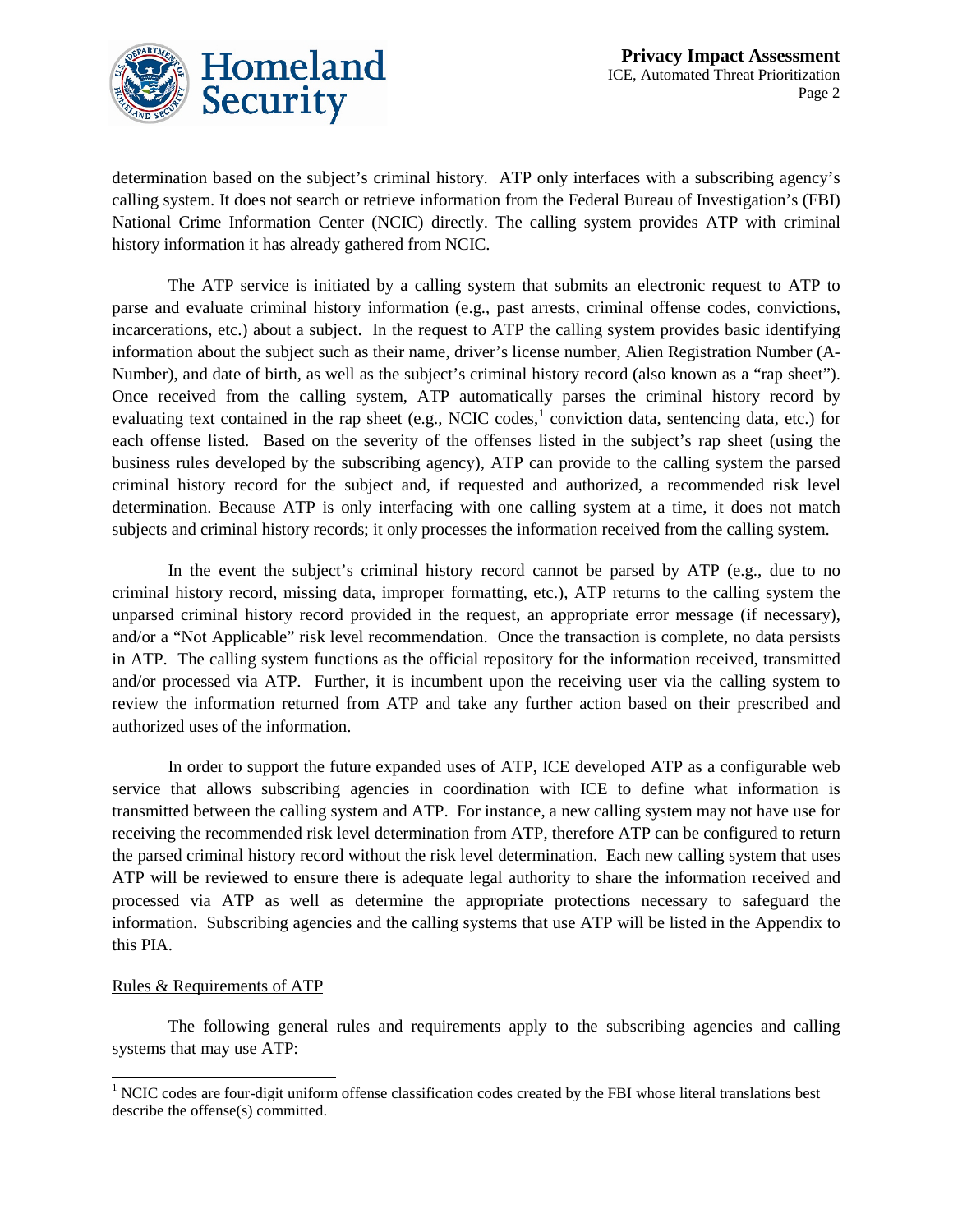determination based on the subject's criminal history. ATP only interfaces with a subscribing agency's calling system. It does not search or retrieve information from the Federal Bureau of Investigation's (FBI) National Crime Information Center (NCIC) directly. The calling system provides ATP with criminal history information it has already gathered from NCIC.

The ATP service is initiated by a calling system that submits an electronic request to ATP to parse and evaluate criminal history information (e.g., past arrests, criminal offense codes, convictions, incarcerations, etc.) about a subject. In the request to ATP the calling system provides basic identifying information about the subject such as their name, driver's license number, Alien Registration Number (A-Number), and date of birth, as well as the subject's criminal history record (also known as a "rap sheet"). Once received from the calling system, ATP automatically parses the criminal history record by evaluating text contained in the rap sheet (e.g., NCIC codes,[1] conviction data, sentencing data, etc.) for each offense listed. Based on the severity of the offenses listed in the subject's rap sheet (using the business rules developed by the subscribing agency), ATP can provide to the calling system the parsed criminal history record for the subject and, if requested and authorized, a recommended risk level determination. Because ATP is only interfacing with one calling system at a time, it does not match subjects and criminal history records; it only processes the information received from the calling system.

In the event the subject's criminal history record cannot be parsed by ATP (e.g., due to no criminal history record, missing data, improper formatting, etc.), ATP returns to the calling system the unparsed criminal history record provided in the request, an appropriate error message (if necessary), and/or a "Not Applicable" risk level recommendation. Once the transaction is complete, no data persists in ATP. The calling system functions as the official repository for the information received, transmitted and/or processed via ATP. Further, it is incumbent upon the receiving user via the calling system to review the information returned from ATP and take any further action based on their prescribed and authorized uses of the information.

In order to support the future expanded uses of ATP, ICE developed ATP as a configurable web service that allows subscribing agencies in coordination with ICE to define what information is transmitted between the calling system and ATP. For instance, a new calling system may not have use for receiving the recommended risk level determination from ATP, therefore ATP can be configured to return the parsed criminal history record without the risk level determination. Each new calling system that uses ATP will be reviewed to ensure there is adequate legal authority to share the information received and processed via ATP as well as determine the appropriate protections necessary to safeguard the information. Subscribing agencies and the calling systems that use ATP will be listed in the Appendix to this PIA.

Rules & Requirements of ATP

The following general rules and requirements apply to the subscribing agencies and calling systems that may use ATP:

---

[1] NCIC codes are four-digit uniform offense classification codes created by the FBI whose literal translations best describe the offense(s) committed.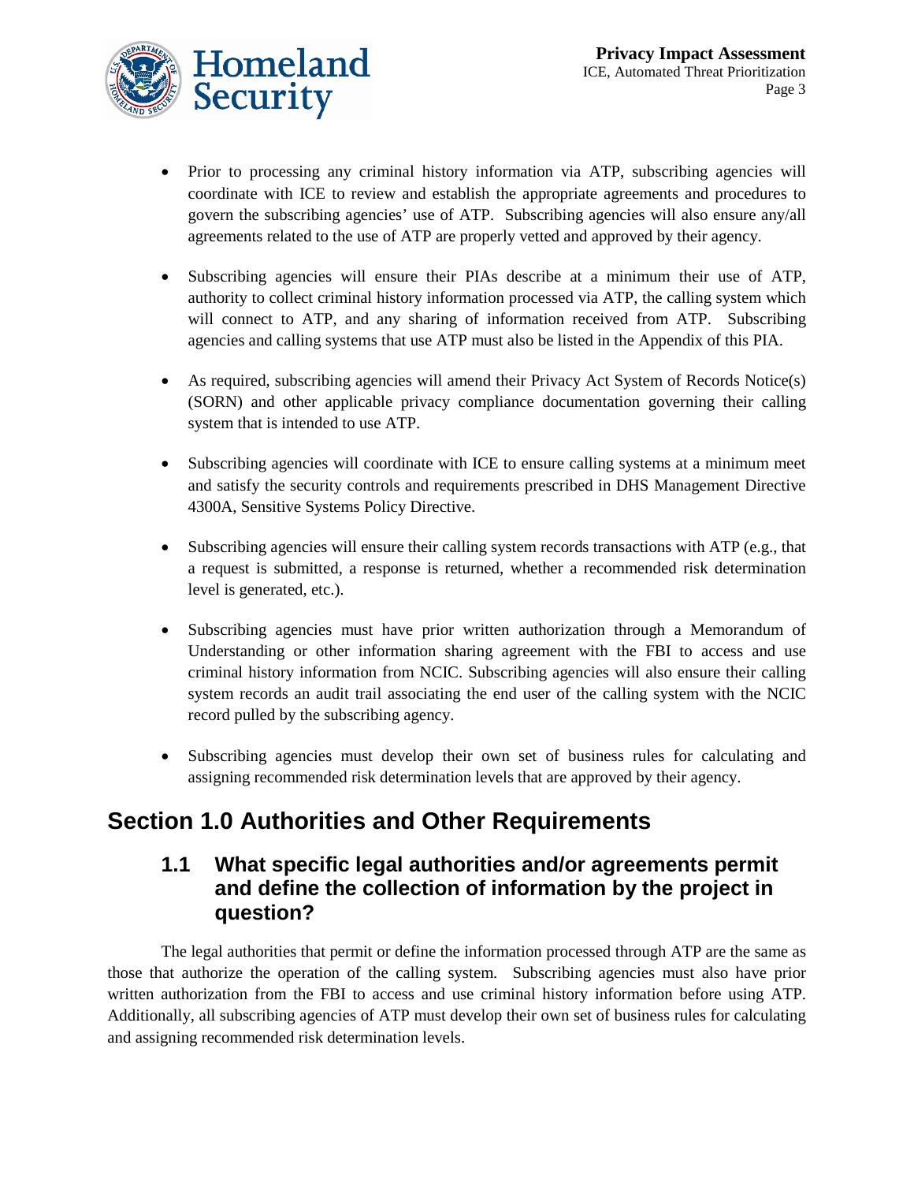- Prior to processing any criminal history information via ATP, subscribing agencies will coordinate with ICE to review and establish the appropriate agreements and procedures to govern the subscribing agencies' use of ATP. Subscribing agencies will also ensure any/all agreements related to the use of ATP are properly vetted and approved by their agency.

- Subscribing agencies will ensure their PIAs describe at a minimum their use of ATP, authority to collect criminal history information processed via ATP, the calling system which will connect to ATP, and any sharing of information received from ATP. Subscribing agencies and calling systems that use ATP must also be listed in the Appendix of this PIA.

- As required, subscribing agencies will amend their Privacy Act System of Records Notice(s) (SORN) and other applicable privacy compliance documentation governing their calling system that is intended to use ATP.

- Subscribing agencies will coordinate with ICE to ensure calling systems at a minimum meet and satisfy the security controls and requirements prescribed in DHS Management Directive 4300A, Sensitive Systems Policy Directive.

- Subscribing agencies will ensure their calling system records transactions with ATP (e.g., that a request is submitted, a response is returned, whether a recommended risk determination level is generated, etc.).

- Subscribing agencies must have prior written authorization through a Memorandum of Understanding or other information sharing agreement with the FBI to access and use criminal history information from NCIC. Subscribing agencies will also ensure their calling system records an audit trail associating the end user of the calling system with the NCIC record pulled by the subscribing agency.

- Subscribing agencies must develop their own set of business rules for calculating and assigning recommended risk determination levels that are approved by their agency.

# Section 1.0 Authorities and Other Requirements

## 1.1 What specific legal authorities and/or agreements permit and define the collection of information by the project in question?

The legal authorities that permit or define the information processed through ATP are the same as those that authorize the operation of the calling system. Subscribing agencies must also have prior written authorization from the FBI to access and use criminal history information before using ATP. Additionally, all subscribing agencies of ATP must develop their own set of business rules for calculating and assigning recommended risk determination levels.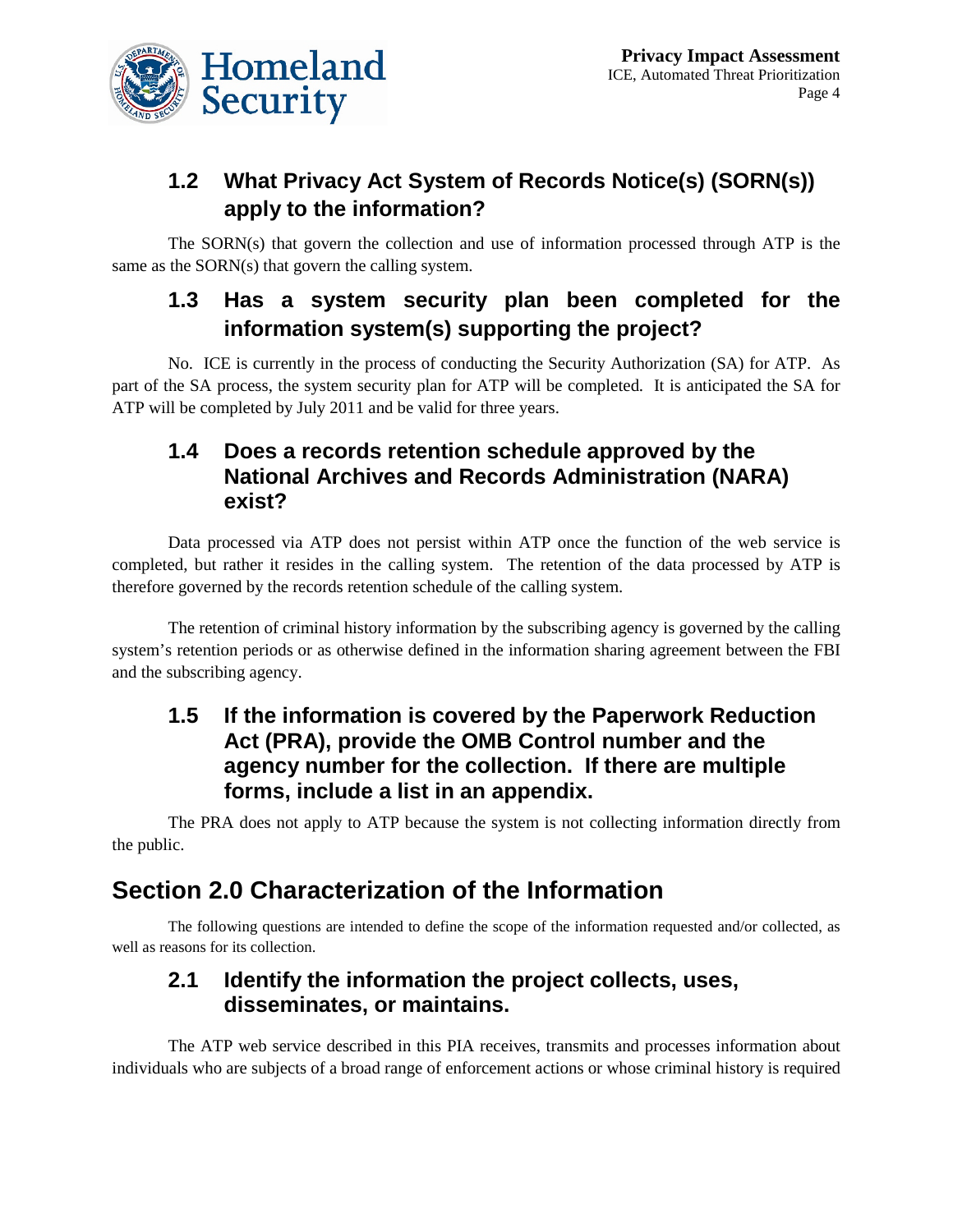## 1.2 What Privacy Act System of Records Notice(s) (SORN(s)) apply to the information?

The SORN(s) that govern the collection and use of information processed through ATP is the same as the SORN(s) that govern the calling system.

## 1.3 Has a system security plan been completed for the information system(s) supporting the project?

No. ICE is currently in the process of conducting the Security Authorization (SA) for ATP. As part of the SA process, the system security plan for ATP will be completed. It is anticipated the SA for ATP will be completed by July 2011 and be valid for three years.

## 1.4 Does a records retention schedule approved by the National Archives and Records Administration (NARA) exist?

Data processed via ATP does not persist within ATP once the function of the web service is completed, but rather it resides in the calling system. The retention of the data processed by ATP is therefore governed by the records retention schedule of the calling system.

The retention of criminal history information by the subscribing agency is governed by the calling system's retention periods or as otherwise defined in the information sharing agreement between the FBI and the subscribing agency.

## 1.5 If the information is covered by the Paperwork Reduction Act (PRA), provide the OMB Control number and the agency number for the collection. If there are multiple forms, include a list in an appendix.

The PRA does not apply to ATP because the system is not collecting information directly from the public.

# Section 2.0 Characterization of the Information

The following questions are intended to define the scope of the information requested and/or collected, as well as reasons for its collection.

## 2.1 Identify the information the project collects, uses, disseminates, or maintains.

The ATP web service described in this PIA receives, transmits and processes information about individuals who are subjects of a broad range of enforcement actions or whose criminal history is required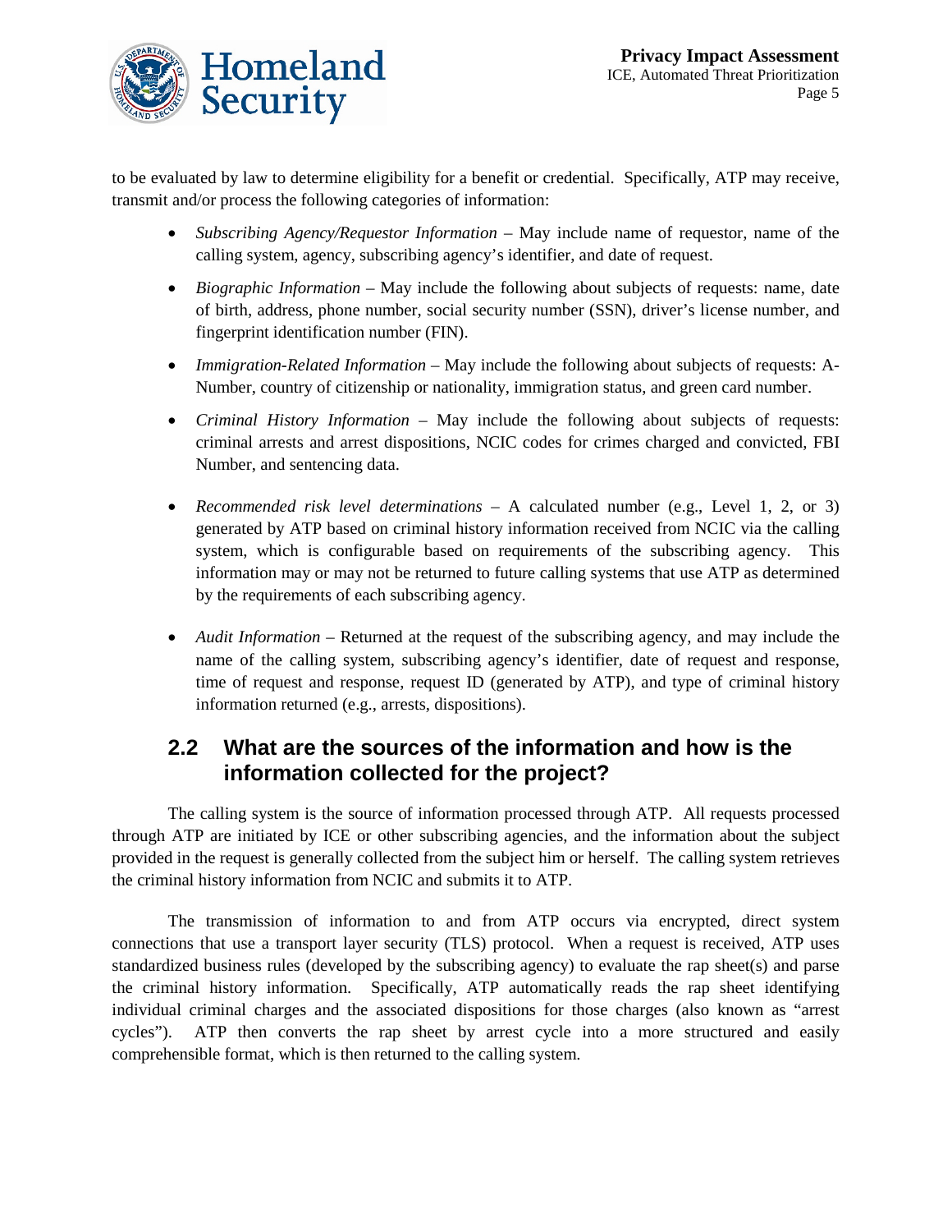to be evaluated by law to determine eligibility for a benefit or credential. Specifically, ATP may receive, transmit and/or process the following categories of information:

- *Subscribing Agency/Requestor Information* – May include name of requestor, name of the calling system, agency, subscribing agency's identifier, and date of request.
- *Biographic Information* – May include the following about subjects of requests: name, date of birth, address, phone number, social security number (SSN), driver's license number, and fingerprint identification number (FIN).
- *Immigration-Related Information* – May include the following about subjects of requests: A-Number, country of citizenship or nationality, immigration status, and green card number.
- *Criminal History Information* – May include the following about subjects of requests: criminal arrests and arrest dispositions, NCIC codes for crimes charged and convicted, FBI Number, and sentencing data.
- *Recommended risk level determinations* – A calculated number (e.g., Level 1, 2, or 3) generated by ATP based on criminal history information received from NCIC via the calling system, which is configurable based on requirements of the subscribing agency. This information may or may not be returned to future calling systems that use ATP as determined by the requirements of each subscribing agency.
- *Audit Information* – Returned at the request of the subscribing agency, and may include the name of the calling system, subscribing agency's identifier, date of request and response, time of request and response, request ID (generated by ATP), and type of criminal history information returned (e.g., arrests, dispositions).

## 2.2 What are the sources of the information and how is the information collected for the project?

The calling system is the source of information processed through ATP. All requests processed through ATP are initiated by ICE or other subscribing agencies, and the information about the subject provided in the request is generally collected from the subject him or herself. The calling system retrieves the criminal history information from NCIC and submits it to ATP.

The transmission of information to and from ATP occurs via encrypted, direct system connections that use a transport layer security (TLS) protocol. When a request is received, ATP uses standardized business rules (developed by the subscribing agency) to evaluate the rap sheet(s) and parse the criminal history information. Specifically, ATP automatically reads the rap sheet identifying individual criminal charges and the associated dispositions for those charges (also known as "arrest cycles"). ATP then converts the rap sheet by arrest cycle into a more structured and easily comprehensible format, which is then returned to the calling system.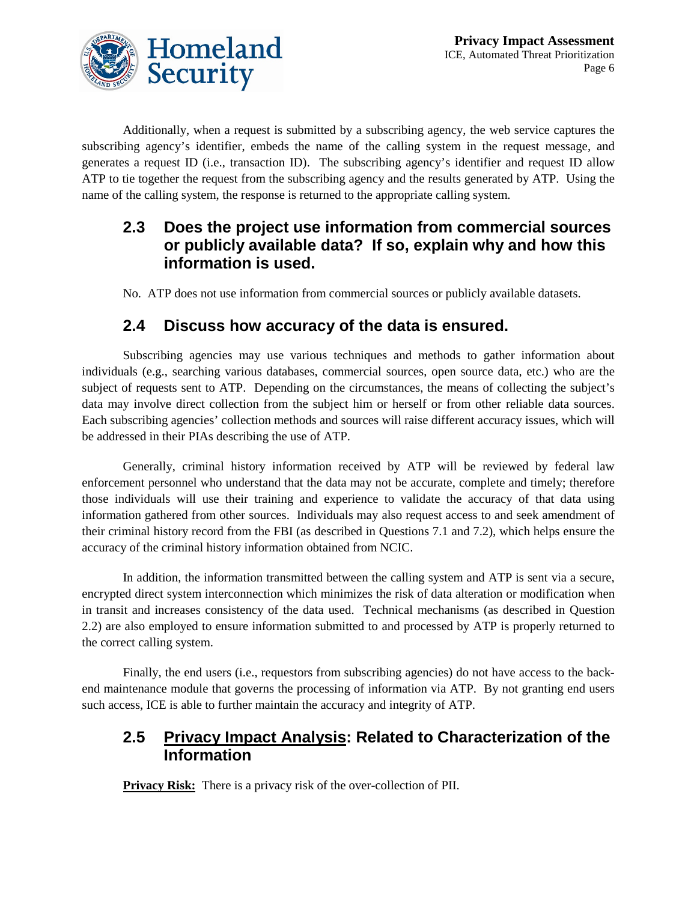Additionally, when a request is submitted by a subscribing agency, the web service captures the subscribing agency's identifier, embeds the name of the calling system in the request message, and generates a request ID (i.e., transaction ID). The subscribing agency's identifier and request ID allow ATP to tie together the request from the subscribing agency and the results generated by ATP. Using the name of the calling system, the response is returned to the appropriate calling system.

## 2.3 Does the project use information from commercial sources or publicly available data? If so, explain why and how this information is used.

No. ATP does not use information from commercial sources or publicly available datasets.

## 2.4 Discuss how accuracy of the data is ensured.

Subscribing agencies may use various techniques and methods to gather information about individuals (e.g., searching various databases, commercial sources, open source data, etc.) who are the subject of requests sent to ATP. Depending on the circumstances, the means of collecting the subject's data may involve direct collection from the subject him or herself or from other reliable data sources. Each subscribing agencies' collection methods and sources will raise different accuracy issues, which will be addressed in their PIAs describing the use of ATP.

Generally, criminal history information received by ATP will be reviewed by federal law enforcement personnel who understand that the data may not be accurate, complete and timely; therefore those individuals will use their training and experience to validate the accuracy of that data using information gathered from other sources. Individuals may also request access to and seek amendment of their criminal history record from the FBI (as described in Questions 7.1 and 7.2), which helps ensure the accuracy of the criminal history information obtained from NCIC.

In addition, the information transmitted between the calling system and ATP is sent via a secure, encrypted direct system interconnection which minimizes the risk of data alteration or modification when in transit and increases consistency of the data used. Technical mechanisms (as described in Question 2.2) are also employed to ensure information submitted to and processed by ATP is properly returned to the correct calling system.

Finally, the end users (i.e., requestors from subscribing agencies) do not have access to the back-end maintenance module that governs the processing of information via ATP. By not granting end users such access, ICE is able to further maintain the accuracy and integrity of ATP.

## 2.5 Privacy Impact Analysis: Related to Characterization of the Information

**Privacy Risk:** There is a privacy risk of the over-collection of PII.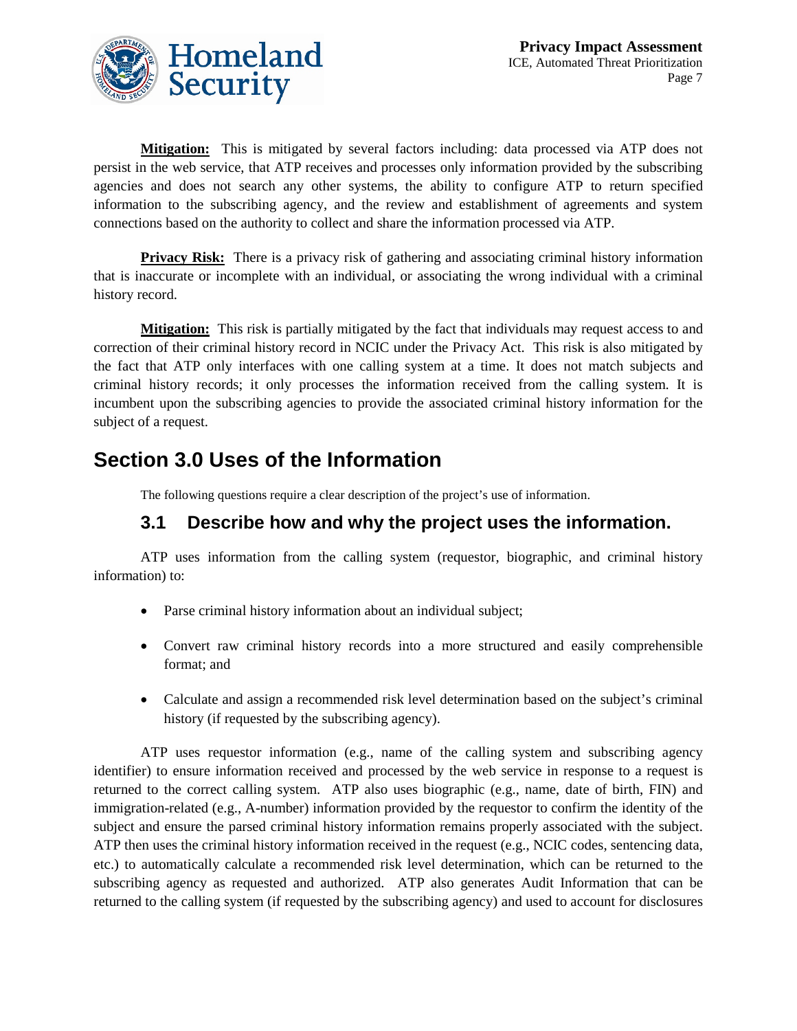**Mitigation:** This is mitigated by several factors including: data processed via ATP does not persist in the web service, that ATP receives and processes only information provided by the subscribing agencies and does not search any other systems, the ability to configure ATP to return specified information to the subscribing agency, and the review and establishment of agreements and system connections based on the authority to collect and share the information processed via ATP.

**Privacy Risk:** There is a privacy risk of gathering and associating criminal history information that is inaccurate or incomplete with an individual, or associating the wrong individual with a criminal history record.

**Mitigation:** This risk is partially mitigated by the fact that individuals may request access to and correction of their criminal history record in NCIC under the Privacy Act. This risk is also mitigated by the fact that ATP only interfaces with one calling system at a time. It does not match subjects and criminal history records; it only processes the information received from the calling system. It is incumbent upon the subscribing agencies to provide the associated criminal history information for the subject of a request.

# Section 3.0 Uses of the Information

The following questions require a clear description of the project's use of information.

## 3.1 Describe how and why the project uses the information.

ATP uses information from the calling system (requestor, biographic, and criminal history information) to:

- Parse criminal history information about an individual subject;
- Convert raw criminal history records into a more structured and easily comprehensible format; and
- Calculate and assign a recommended risk level determination based on the subject's criminal history (if requested by the subscribing agency).

ATP uses requestor information (e.g., name of the calling system and subscribing agency identifier) to ensure information received and processed by the web service in response to a request is returned to the correct calling system. ATP also uses biographic (e.g., name, date of birth, FIN) and immigration-related (e.g., A-number) information provided by the requestor to confirm the identity of the subject and ensure the parsed criminal history information remains properly associated with the subject. ATP then uses the criminal history information received in the request (e.g., NCIC codes, sentencing data, etc.) to automatically calculate a recommended risk level determination, which can be returned to the subscribing agency as requested and authorized. ATP also generates Audit Information that can be returned to the calling system (if requested by the subscribing agency) and used to account for disclosures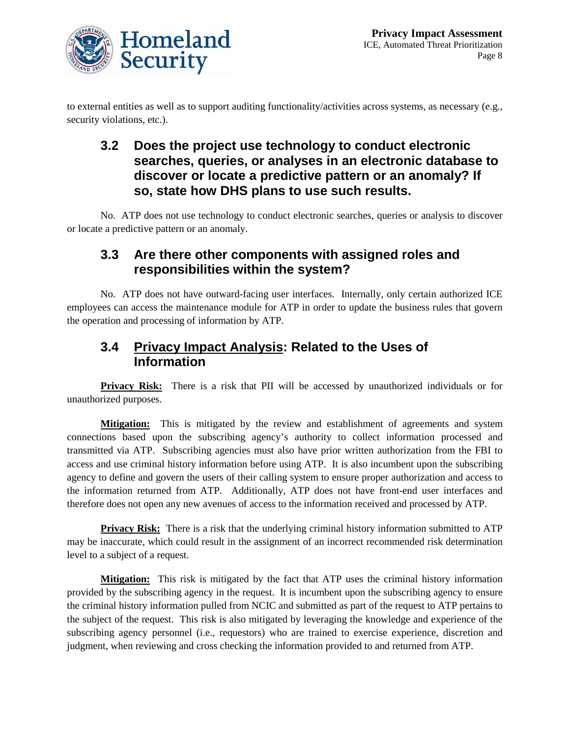to external entities as well as to support auditing functionality/activities across systems, as necessary (e.g., security violations, etc.).

## 3.2 Does the project use technology to conduct electronic searches, queries, or analyses in an electronic database to discover or locate a predictive pattern or an anomaly? If so, state how DHS plans to use such results.

No. ATP does not use technology to conduct electronic searches, queries or analysis to discover or locate a predictive pattern or an anomaly.

## 3.3 Are there other components with assigned roles and responsibilities within the system?

No. ATP does not have outward-facing user interfaces. Internally, only certain authorized ICE employees can access the maintenance module for ATP in order to update the business rules that govern the operation and processing of information by ATP.

## 3.4 Privacy Impact Analysis: Related to the Uses of Information

**Privacy Risk:** There is a risk that PII will be accessed by unauthorized individuals or for unauthorized purposes.

**Mitigation:** This is mitigated by the review and establishment of agreements and system connections based upon the subscribing agency's authority to collect information processed and transmitted via ATP. Subscribing agencies must also have prior written authorization from the FBI to access and use criminal history information before using ATP. It is also incumbent upon the subscribing agency to define and govern the users of their calling system to ensure proper authorization and access to the information returned from ATP. Additionally, ATP does not have front-end user interfaces and therefore does not open any new avenues of access to the information received and processed by ATP.

**Privacy Risk:** There is a risk that the underlying criminal history information submitted to ATP may be inaccurate, which could result in the assignment of an incorrect recommended risk determination level to a subject of a request.

**Mitigation:** This risk is mitigated by the fact that ATP uses the criminal history information provided by the subscribing agency in the request. It is incumbent upon the subscribing agency to ensure the criminal history information pulled from NCIC and submitted as part of the request to ATP pertains to the subject of the request. This risk is also mitigated by leveraging the knowledge and experience of the subscribing agency personnel (i.e., requestors) who are trained to exercise experience, discretion and judgment, when reviewing and cross checking the information provided to and returned from ATP.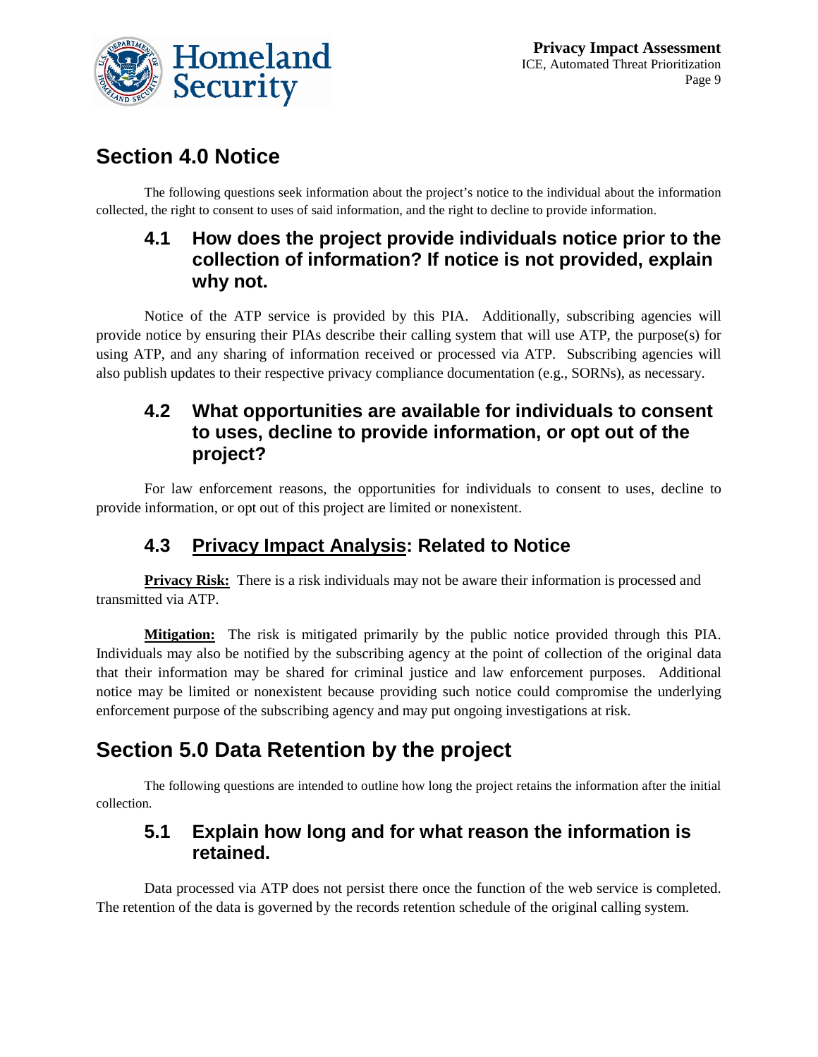## Section 4.0 Notice

The following questions seek information about the project's notice to the individual about the information collected, the right to consent to uses of said information, and the right to decline to provide information.

### 4.1 How does the project provide individuals notice prior to the collection of information? If notice is not provided, explain why not.

Notice of the ATP service is provided by this PIA. Additionally, subscribing agencies will provide notice by ensuring their PIAs describe their calling system that will use ATP, the purpose(s) for using ATP, and any sharing of information received or processed via ATP. Subscribing agencies will also publish updates to their respective privacy compliance documentation (e.g., SORNs), as necessary.

### 4.2 What opportunities are available for individuals to consent to uses, decline to provide information, or opt out of the project?

For law enforcement reasons, the opportunities for individuals to consent to uses, decline to provide information, or opt out of this project are limited or nonexistent.

### 4.3 Privacy Impact Analysis: Related to Notice

**Privacy Risk:** There is a risk individuals may not be aware their information is processed and transmitted via ATP.

**Mitigation:** The risk is mitigated primarily by the public notice provided through this PIA. Individuals may also be notified by the subscribing agency at the point of collection of the original data that their information may be shared for criminal justice and law enforcement purposes. Additional notice may be limited or nonexistent because providing such notice could compromise the underlying enforcement purpose of the subscribing agency and may put ongoing investigations at risk.

## Section 5.0 Data Retention by the project

The following questions are intended to outline how long the project retains the information after the initial collection.

### 5.1 Explain how long and for what reason the information is retained.

Data processed via ATP does not persist there once the function of the web service is completed. The retention of the data is governed by the records retention schedule of the original calling system.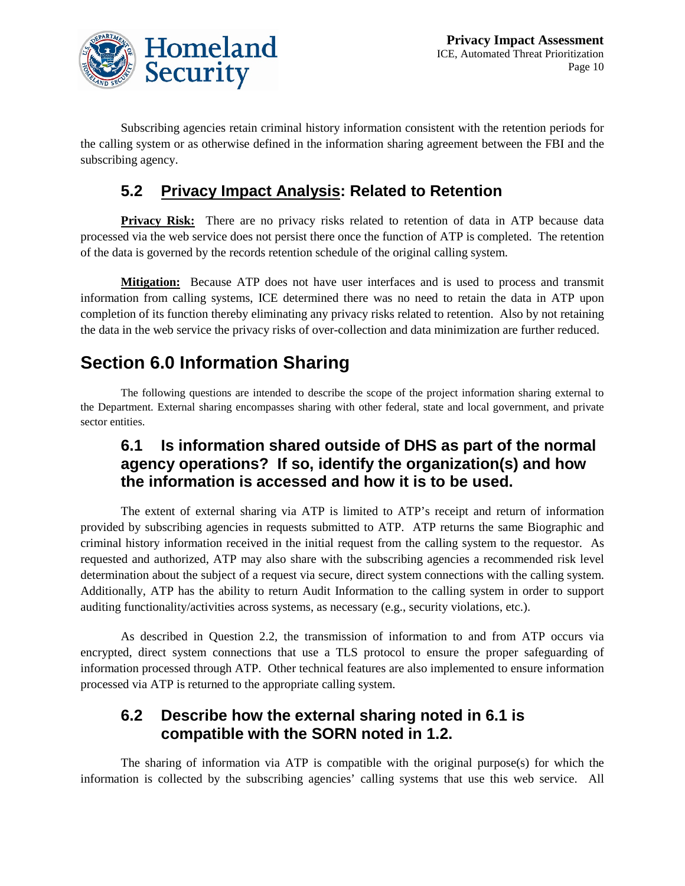Subscribing agencies retain criminal history information consistent with the retention periods for the calling system or as otherwise defined in the information sharing agreement between the FBI and the subscribing agency.

### 5.2 Privacy Impact Analysis: Related to Retention

**Privacy Risk:** There are no privacy risks related to retention of data in ATP because data processed via the web service does not persist there once the function of ATP is completed. The retention of the data is governed by the records retention schedule of the original calling system.

**Mitigation:** Because ATP does not have user interfaces and is used to process and transmit information from calling systems, ICE determined there was no need to retain the data in ATP upon completion of its function thereby eliminating any privacy risks related to retention. Also by not retaining the data in the web service the privacy risks of over-collection and data minimization are further reduced.

## Section 6.0 Information Sharing

The following questions are intended to describe the scope of the project information sharing external to the Department. External sharing encompasses sharing with other federal, state and local government, and private sector entities.

### 6.1 Is information shared outside of DHS as part of the normal agency operations? If so, identify the organization(s) and how the information is accessed and how it is to be used.

The extent of external sharing via ATP is limited to ATP's receipt and return of information provided by subscribing agencies in requests submitted to ATP. ATP returns the same Biographic and criminal history information received in the initial request from the calling system to the requestor. As requested and authorized, ATP may also share with the subscribing agencies a recommended risk level determination about the subject of a request via secure, direct system connections with the calling system. Additionally, ATP has the ability to return Audit Information to the calling system in order to support auditing functionality/activities across systems, as necessary (e.g., security violations, etc.).

As described in Question 2.2, the transmission of information to and from ATP occurs via encrypted, direct system connections that use a TLS protocol to ensure the proper safeguarding of information processed through ATP. Other technical features are also implemented to ensure information processed via ATP is returned to the appropriate calling system.

### 6.2 Describe how the external sharing noted in 6.1 is compatible with the SORN noted in 1.2.

The sharing of information via ATP is compatible with the original purpose(s) for which the information is collected by the subscribing agencies' calling systems that use this web service. All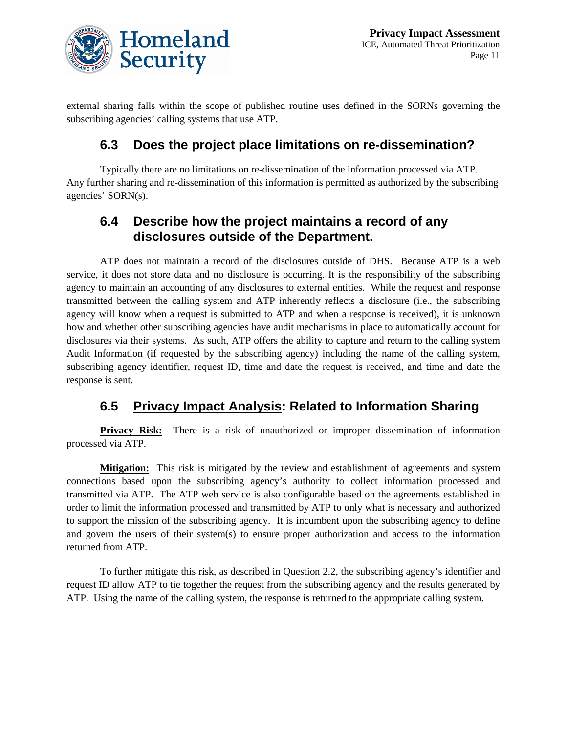external sharing falls within the scope of published routine uses defined in the SORNs governing the subscribing agencies' calling systems that use ATP.

## 6.3 Does the project place limitations on re-dissemination?

Typically there are no limitations on re-dissemination of the information processed via ATP. Any further sharing and re-dissemination of this information is permitted as authorized by the subscribing agencies' SORN(s).

## 6.4 Describe how the project maintains a record of any disclosures outside of the Department.

ATP does not maintain a record of the disclosures outside of DHS. Because ATP is a web service, it does not store data and no disclosure is occurring. It is the responsibility of the subscribing agency to maintain an accounting of any disclosures to external entities. While the request and response transmitted between the calling system and ATP inherently reflects a disclosure (i.e., the subscribing agency will know when a request is submitted to ATP and when a response is received), it is unknown how and whether other subscribing agencies have audit mechanisms in place to automatically account for disclosures via their systems. As such, ATP offers the ability to capture and return to the calling system Audit Information (if requested by the subscribing agency) including the name of the calling system, subscribing agency identifier, request ID, time and date the request is received, and time and date the response is sent.

## 6.5 Privacy Impact Analysis: Related to Information Sharing

**Privacy Risk:** There is a risk of unauthorized or improper dissemination of information processed via ATP.

**Mitigation:** This risk is mitigated by the review and establishment of agreements and system connections based upon the subscribing agency's authority to collect information processed and transmitted via ATP. The ATP web service is also configurable based on the agreements established in order to limit the information processed and transmitted by ATP to only what is necessary and authorized to support the mission of the subscribing agency. It is incumbent upon the subscribing agency to define and govern the users of their system(s) to ensure proper authorization and access to the information returned from ATP.

To further mitigate this risk, as described in Question 2.2, the subscribing agency's identifier and request ID allow ATP to tie together the request from the subscribing agency and the results generated by ATP. Using the name of the calling system, the response is returned to the appropriate calling system.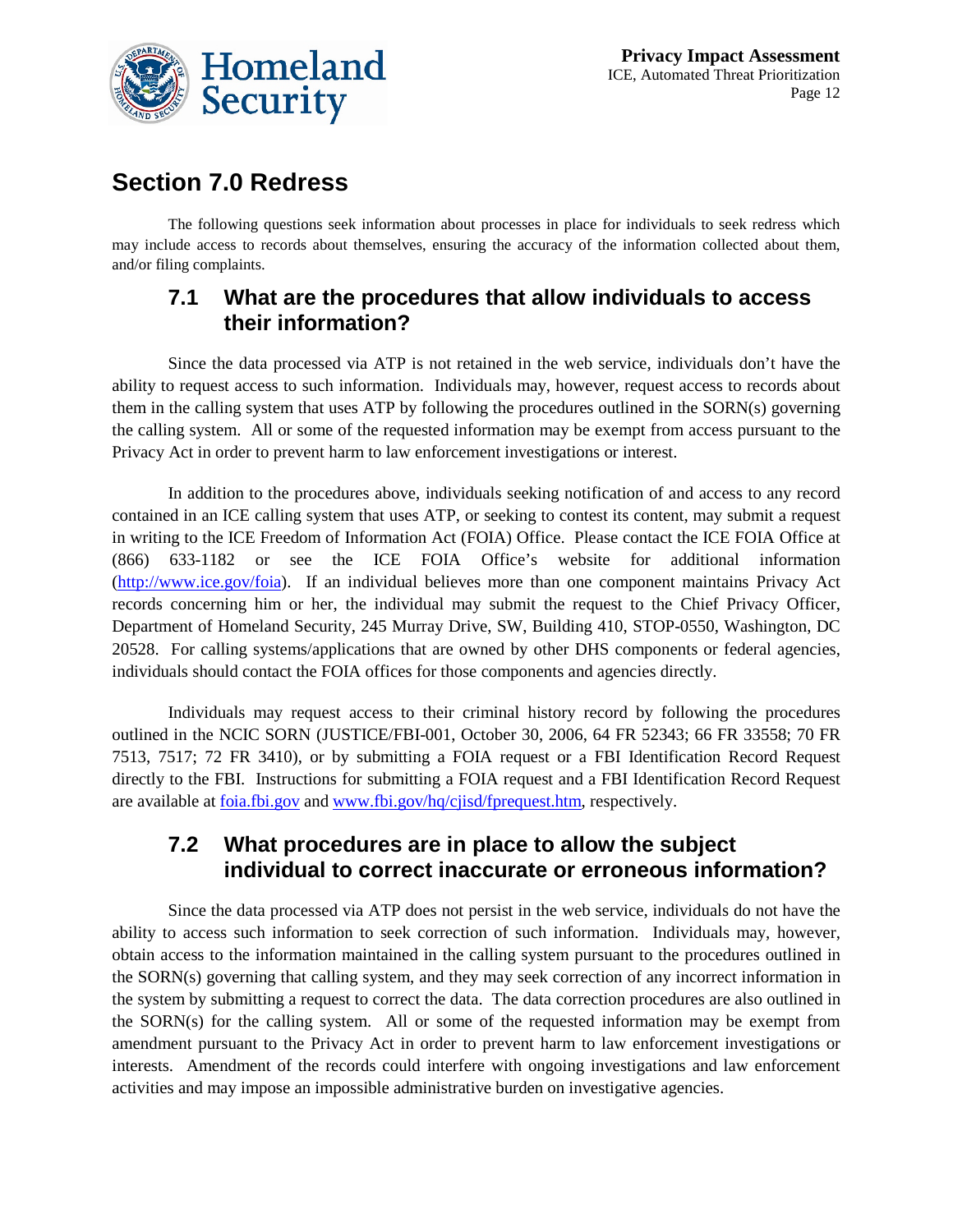## Section 7.0 Redress

The following questions seek information about processes in place for individuals to seek redress which may include access to records about themselves, ensuring the accuracy of the information collected about them, and/or filing complaints.

### 7.1 What are the procedures that allow individuals to access their information?

Since the data processed via ATP is not retained in the web service, individuals don't have the ability to request access to such information. Individuals may, however, request access to records about them in the calling system that uses ATP by following the procedures outlined in the SORN(s) governing the calling system. All or some of the requested information may be exempt from access pursuant to the Privacy Act in order to prevent harm to law enforcement investigations or interest.

In addition to the procedures above, individuals seeking notification of and access to any record contained in an ICE calling system that uses ATP, or seeking to contest its content, may submit a request in writing to the ICE Freedom of Information Act (FOIA) Office. Please contact the ICE FOIA Office at (866) 633-1182 or see the ICE FOIA Office's website for additional information (http://www.ice.gov/foia). If an individual believes more than one component maintains Privacy Act records concerning him or her, the individual may submit the request to the Chief Privacy Officer, Department of Homeland Security, 245 Murray Drive, SW, Building 410, STOP-0550, Washington, DC 20528. For calling systems/applications that are owned by other DHS components or federal agencies, individuals should contact the FOIA offices for those components and agencies directly.

Individuals may request access to their criminal history record by following the procedures outlined in the NCIC SORN (JUSTICE/FBI-001, October 30, 2006, 64 FR 52343; 66 FR 33558; 70 FR 7513, 7517; 72 FR 3410), or by submitting a FOIA request or a FBI Identification Record Request directly to the FBI. Instructions for submitting a FOIA request and a FBI Identification Record Request are available at foia.fbi.gov and www.fbi.gov/hq/cjisd/fprequest.htm, respectively.

### 7.2 What procedures are in place to allow the subject individual to correct inaccurate or erroneous information?

Since the data processed via ATP does not persist in the web service, individuals do not have the ability to access such information to seek correction of such information. Individuals may, however, obtain access to the information maintained in the calling system pursuant to the procedures outlined in the SORN(s) governing that calling system, and they may seek correction of any incorrect information in the system by submitting a request to correct the data. The data correction procedures are also outlined in the SORN(s) for the calling system. All or some of the requested information may be exempt from amendment pursuant to the Privacy Act in order to prevent harm to law enforcement investigations or interests. Amendment of the records could interfere with ongoing investigations and law enforcement activities and may impose an impossible administrative burden on investigative agencies.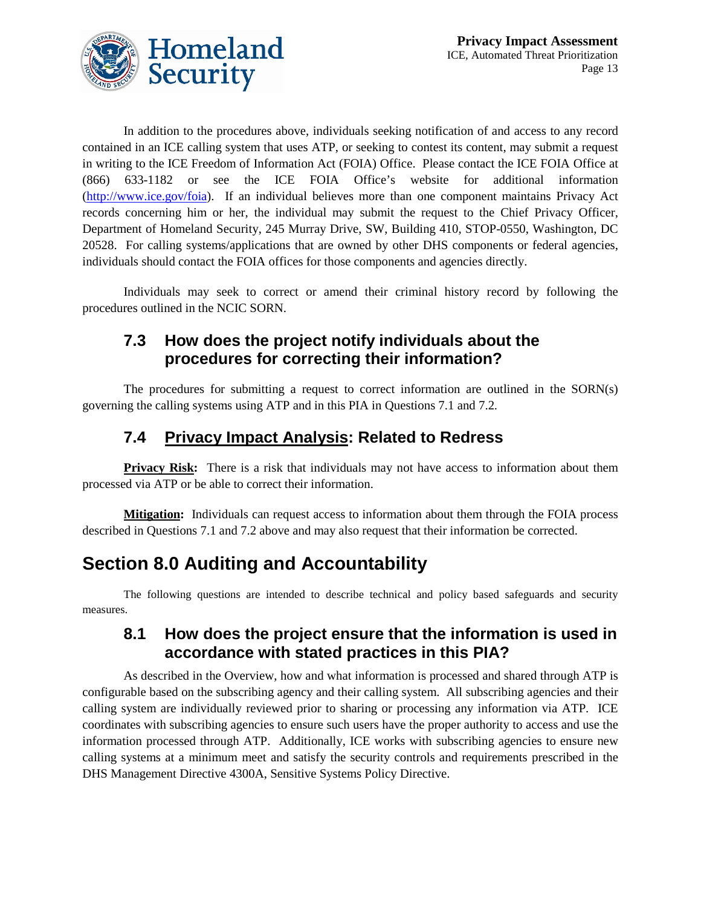In addition to the procedures above, individuals seeking notification of and access to any record contained in an ICE calling system that uses ATP, or seeking to contest its content, may submit a request in writing to the ICE Freedom of Information Act (FOIA) Office. Please contact the ICE FOIA Office at (866) 633-1182 or see the ICE FOIA Office's website for additional information (http://www.ice.gov/foia). If an individual believes more than one component maintains Privacy Act records concerning him or her, the individual may submit the request to the Chief Privacy Officer, Department of Homeland Security, 245 Murray Drive, SW, Building 410, STOP-0550, Washington, DC 20528. For calling systems/applications that are owned by other DHS components or federal agencies, individuals should contact the FOIA offices for those components and agencies directly.

Individuals may seek to correct or amend their criminal history record by following the procedures outlined in the NCIC SORN.

### 7.3 How does the project notify individuals about the procedures for correcting their information?

The procedures for submitting a request to correct information are outlined in the SORN(s) governing the calling systems using ATP and in this PIA in Questions 7.1 and 7.2.

### 7.4 Privacy Impact Analysis: Related to Redress

**Privacy Risk:** There is a risk that individuals may not have access to information about them processed via ATP or be able to correct their information.

**Mitigation:** Individuals can request access to information about them through the FOIA process described in Questions 7.1 and 7.2 above and may also request that their information be corrected.

## Section 8.0 Auditing and Accountability

The following questions are intended to describe technical and policy based safeguards and security measures.

### 8.1 How does the project ensure that the information is used in accordance with stated practices in this PIA?

As described in the Overview, how and what information is processed and shared through ATP is configurable based on the subscribing agency and their calling system. All subscribing agencies and their calling system are individually reviewed prior to sharing or processing any information via ATP. ICE coordinates with subscribing agencies to ensure such users have the proper authority to access and use the information processed through ATP. Additionally, ICE works with subscribing agencies to ensure new calling systems at a minimum meet and satisfy the security controls and requirements prescribed in the DHS Management Directive 4300A, Sensitive Systems Policy Directive.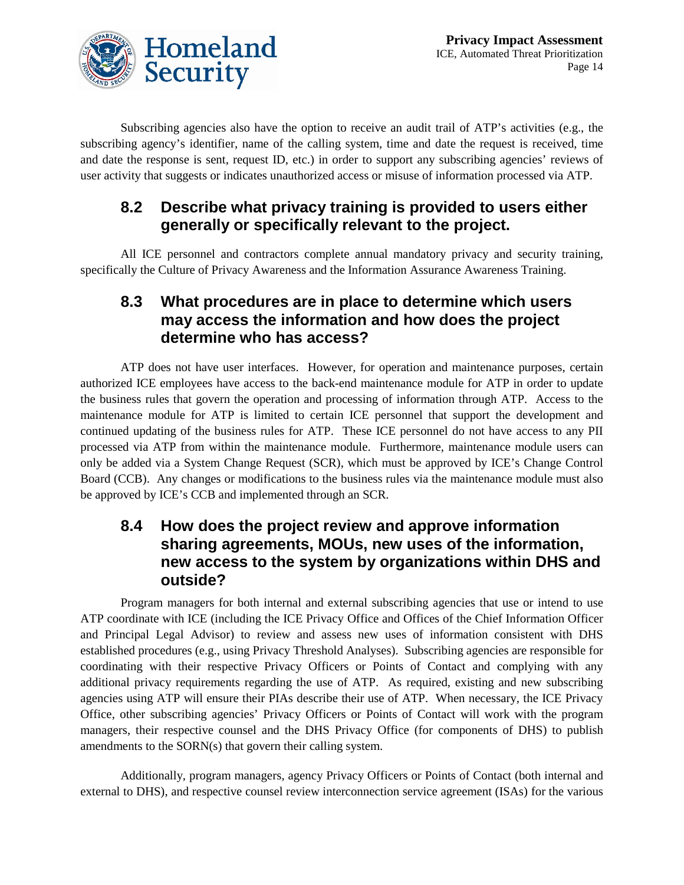Subscribing agencies also have the option to receive an audit trail of ATP's activities (e.g., the subscribing agency's identifier, name of the calling system, time and date the request is received, time and date the response is sent, request ID, etc.) in order to support any subscribing agencies' reviews of user activity that suggests or indicates unauthorized access or misuse of information processed via ATP.

### 8.2 Describe what privacy training is provided to users either generally or specifically relevant to the project.

All ICE personnel and contractors complete annual mandatory privacy and security training, specifically the Culture of Privacy Awareness and the Information Assurance Awareness Training.

### 8.3 What procedures are in place to determine which users may access the information and how does the project determine who has access?

ATP does not have user interfaces. However, for operation and maintenance purposes, certain authorized ICE employees have access to the back-end maintenance module for ATP in order to update the business rules that govern the operation and processing of information through ATP. Access to the maintenance module for ATP is limited to certain ICE personnel that support the development and continued updating of the business rules for ATP. These ICE personnel do not have access to any PII processed via ATP from within the maintenance module. Furthermore, maintenance module users can only be added via a System Change Request (SCR), which must be approved by ICE's Change Control Board (CCB). Any changes or modifications to the business rules via the maintenance module must also be approved by ICE's CCB and implemented through an SCR.

### 8.4 How does the project review and approve information sharing agreements, MOUs, new uses of the information, new access to the system by organizations within DHS and outside?

Program managers for both internal and external subscribing agencies that use or intend to use ATP coordinate with ICE (including the ICE Privacy Office and Offices of the Chief Information Officer and Principal Legal Advisor) to review and assess new uses of information consistent with DHS established procedures (e.g., using Privacy Threshold Analyses). Subscribing agencies are responsible for coordinating with their respective Privacy Officers or Points of Contact and complying with any additional privacy requirements regarding the use of ATP. As required, existing and new subscribing agencies using ATP will ensure their PIAs describe their use of ATP. When necessary, the ICE Privacy Office, other subscribing agencies' Privacy Officers or Points of Contact will work with the program managers, their respective counsel and the DHS Privacy Office (for components of DHS) to publish amendments to the SORN(s) that govern their calling system.

Additionally, program managers, agency Privacy Officers or Points of Contact (both internal and external to DHS), and respective counsel review interconnection service agreement (ISAs) for the various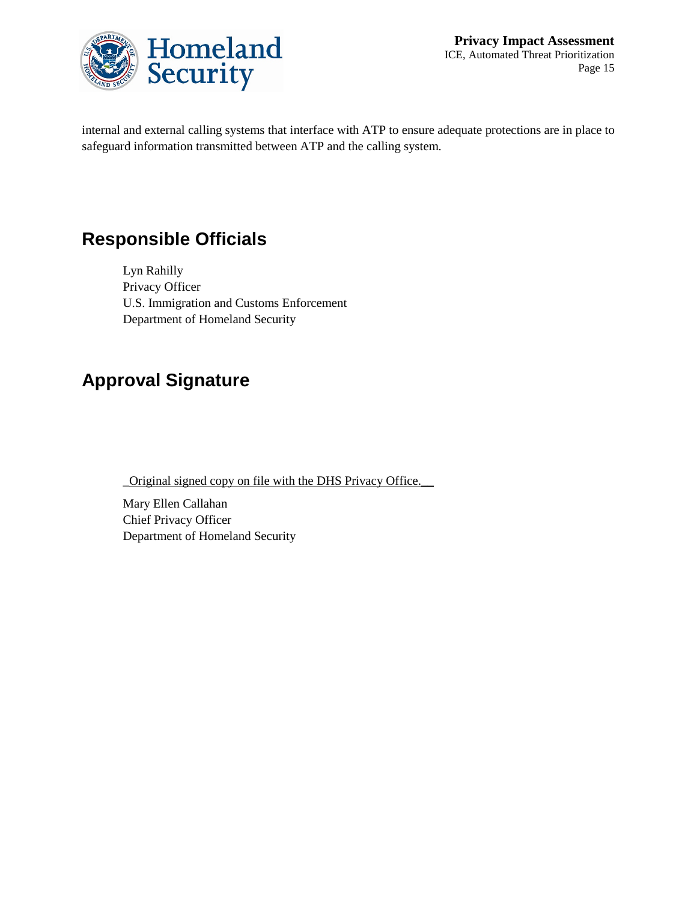internal and external calling systems that interface with ATP to ensure adequate protections are in place to safeguard information transmitted between ATP and the calling system.

## Responsible Officials

Lyn Rahilly
Privacy Officer
U.S. Immigration and Customs Enforcement
Department of Homeland Security

## Approval Signature

_Original signed copy on file with the DHS Privacy Office.__

Mary Ellen Callahan
Chief Privacy Officer
Department of Homeland Security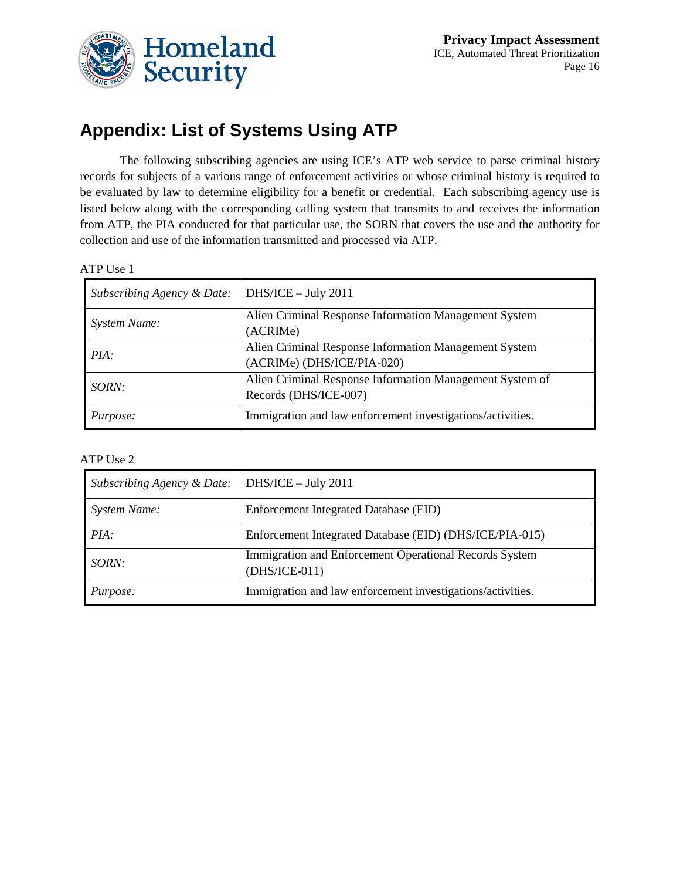## Appendix: List of Systems Using ATP

The following subscribing agencies are using ICE's ATP web service to parse criminal history records for subjects of a various range of enforcement activities or whose criminal history is required to be evaluated by law to determine eligibility for a benefit or credential. Each subscribing agency use is listed below along with the corresponding calling system that transmits to and receives the information from ATP, the PIA conducted for that particular use, the SORN that covers the use and the authority for collection and use of the information transmitted and processed via ATP.

ATP Use 1

| | |
|---|---|
| *Subscribing Agency & Date:* | DHS/ICE – July 2011 |
| *System Name:* | Alien Criminal Response Information Management System (ACRIMe) |
| *PIA:* | Alien Criminal Response Information Management System (ACRIMe) (DHS/ICE/PIA-020) |
| *SORN:* | Alien Criminal Response Information Management System of Records (DHS/ICE-007) |
| *Purpose:* | Immigration and law enforcement investigations/activities. |

ATP Use 2

| | |
|---|---|
| *Subscribing Agency & Date:* | DHS/ICE – July 2011 |
| *System Name:* | Enforcement Integrated Database (EID) |
| *PIA:* | Enforcement Integrated Database (EID) (DHS/ICE/PIA-015) |
| *SORN:* | Immigration and Enforcement Operational Records System (DHS/ICE-011) |
| *Purpose:* | Immigration and law enforcement investigations/activities. |